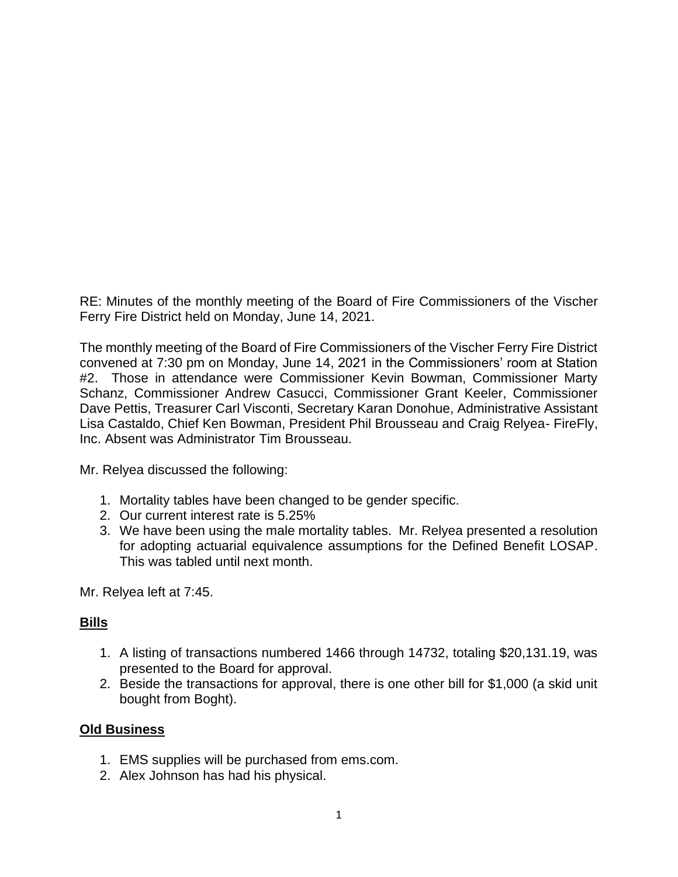RE: Minutes of the monthly meeting of the Board of Fire Commissioners of the Vischer Ferry Fire District held on Monday, June 14, 2021.

The monthly meeting of the Board of Fire Commissioners of the Vischer Ferry Fire District convened at 7:30 pm on Monday, June 14, 2021 in the Commissioners' room at Station #2. Those in attendance were Commissioner Kevin Bowman, Commissioner Marty Schanz, Commissioner Andrew Casucci, Commissioner Grant Keeler, Commissioner Dave Pettis, Treasurer Carl Visconti, Secretary Karan Donohue, Administrative Assistant Lisa Castaldo, Chief Ken Bowman, President Phil Brousseau and Craig Relyea- FireFly, Inc. Absent was Administrator Tim Brousseau.

Mr. Relyea discussed the following:

1. Mortality tables have been changed to be gender specific.
2. Our current interest rate is 5.25%
3. We have been using the male mortality tables. Mr. Relyea presented a resolution for adopting actuarial equivalence assumptions for the Defined Benefit LOSAP. This was tabled until next month.

Mr. Relyea left at 7:45.

**Bills**

1. A listing of transactions numbered 1466 through 14732, totaling $20,131.19, was presented to the Board for approval.
2. Beside the transactions for approval, there is one other bill for $1,000 (a skid unit bought from Boght).

**Old Business**

1. EMS supplies will be purchased from ems.com.
2. Alex Johnson has had his physical.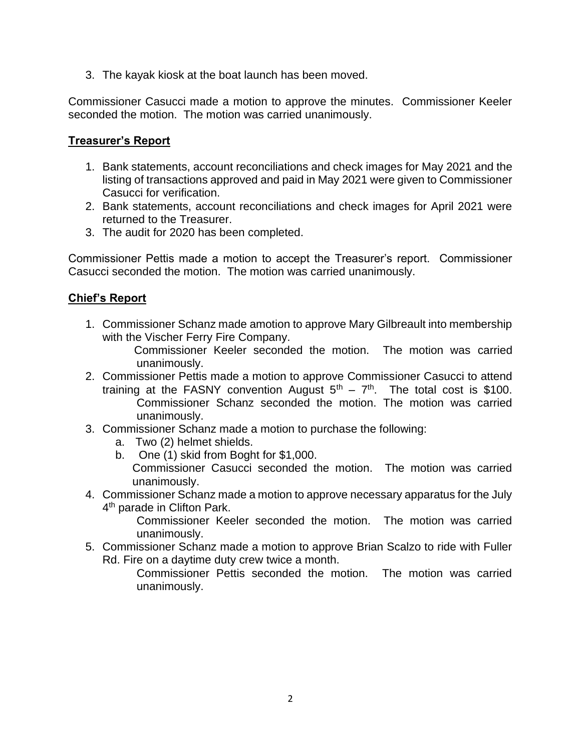3. The kayak kiosk at the boat launch has been moved.

Commissioner Casucci made a motion to approve the minutes. Commissioner Keeler seconded the motion. The motion was carried unanimously.

**Treasurer's Report**

1. Bank statements, account reconciliations and check images for May 2021 and the listing of transactions approved and paid in May 2021 were given to Commissioner Casucci for verification.
2. Bank statements, account reconciliations and check images for April 2021 were returned to the Treasurer.
3. The audit for 2020 has been completed.

Commissioner Pettis made a motion to accept the Treasurer's report. Commissioner Casucci seconded the motion. The motion was carried unanimously.

**Chief's Report**

1. Commissioner Schanz made amotion to approve Mary Gilbreault into membership with the Vischer Ferry Fire Company.
   Commissioner Keeler seconded the motion. The motion was carried unanimously.
2. Commissioner Pettis made a motion to approve Commissioner Casucci to attend training at the FASNY convention August 5th – 7th. The total cost is $100.
   Commissioner Schanz seconded the motion. The motion was carried unanimously.
3. Commissioner Schanz made a motion to purchase the following:
   a. Two (2) helmet shields.
   b. One (1) skid from Boght for $1,000.
   Commissioner Casucci seconded the motion. The motion was carried unanimously.
4. Commissioner Schanz made a motion to approve necessary apparatus for the July 4th parade in Clifton Park.
   Commissioner Keeler seconded the motion. The motion was carried unanimously.
5. Commissioner Schanz made a motion to approve Brian Scalzo to ride with Fuller Rd. Fire on a daytime duty crew twice a month.
   Commissioner Pettis seconded the motion. The motion was carried unanimously.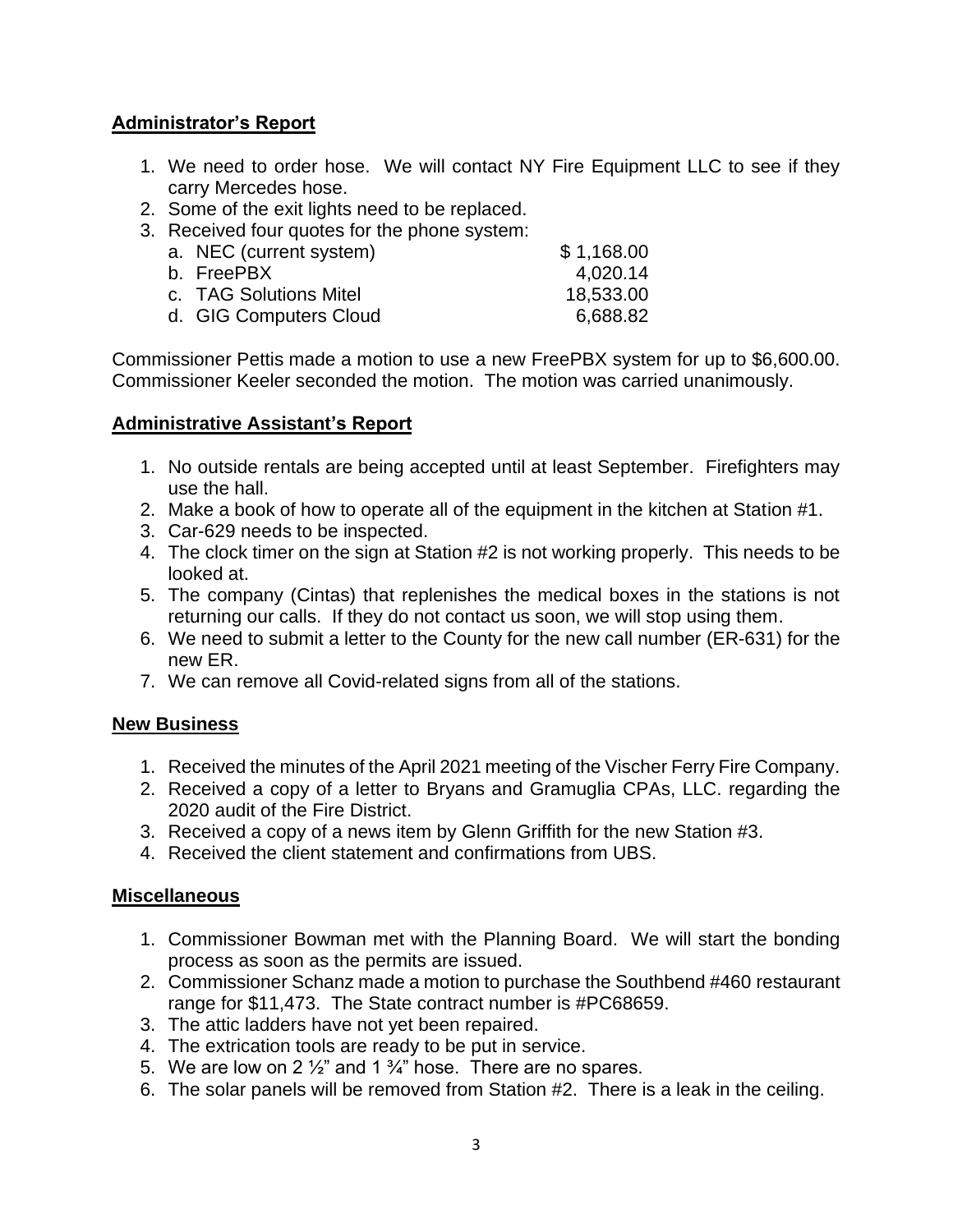## Administrator's Report

1. We need to order hose. We will contact NY Fire Equipment LLC to see if they carry Mercedes hose.
2. Some of the exit lights need to be replaced.
3. Received four quotes for the phone system:
   a. NEC (current system) $ 1,168.00
   b. FreePBX 4,020.14
   c. TAG Solutions Mitel 18,533.00
   d. GIG Computers Cloud 6,688.82

Commissioner Pettis made a motion to use a new FreePBX system for up to $6,600.00. Commissioner Keeler seconded the motion. The motion was carried unanimously.

## Administrative Assistant's Report

1. No outside rentals are being accepted until at least September. Firefighters may use the hall.
2. Make a book of how to operate all of the equipment in the kitchen at Station #1.
3. Car-629 needs to be inspected.
4. The clock timer on the sign at Station #2 is not working properly. This needs to be looked at.
5. The company (Cintas) that replenishes the medical boxes in the stations is not returning our calls. If they do not contact us soon, we will stop using them.
6. We need to submit a letter to the County for the new call number (ER-631) for the new ER.
7. We can remove all Covid-related signs from all of the stations.

## New Business

1. Received the minutes of the April 2021 meeting of the Vischer Ferry Fire Company.
2. Received a copy of a letter to Bryans and Gramuglia CPAs, LLC. regarding the 2020 audit of the Fire District.
3. Received a copy of a news item by Glenn Griffith for the new Station #3.
4. Received the client statement and confirmations from UBS.

## Miscellaneous

1. Commissioner Bowman met with the Planning Board. We will start the bonding process as soon as the permits are issued.
2. Commissioner Schanz made a motion to purchase the Southbend #460 restaurant range for $11,473. The State contract number is #PC68659.
3. The attic ladders have not yet been repaired.
4. The extrication tools are ready to be put in service.
5. We are low on 2 ½" and 1 ¾" hose. There are no spares.
6. The solar panels will be removed from Station #2. There is a leak in the ceiling.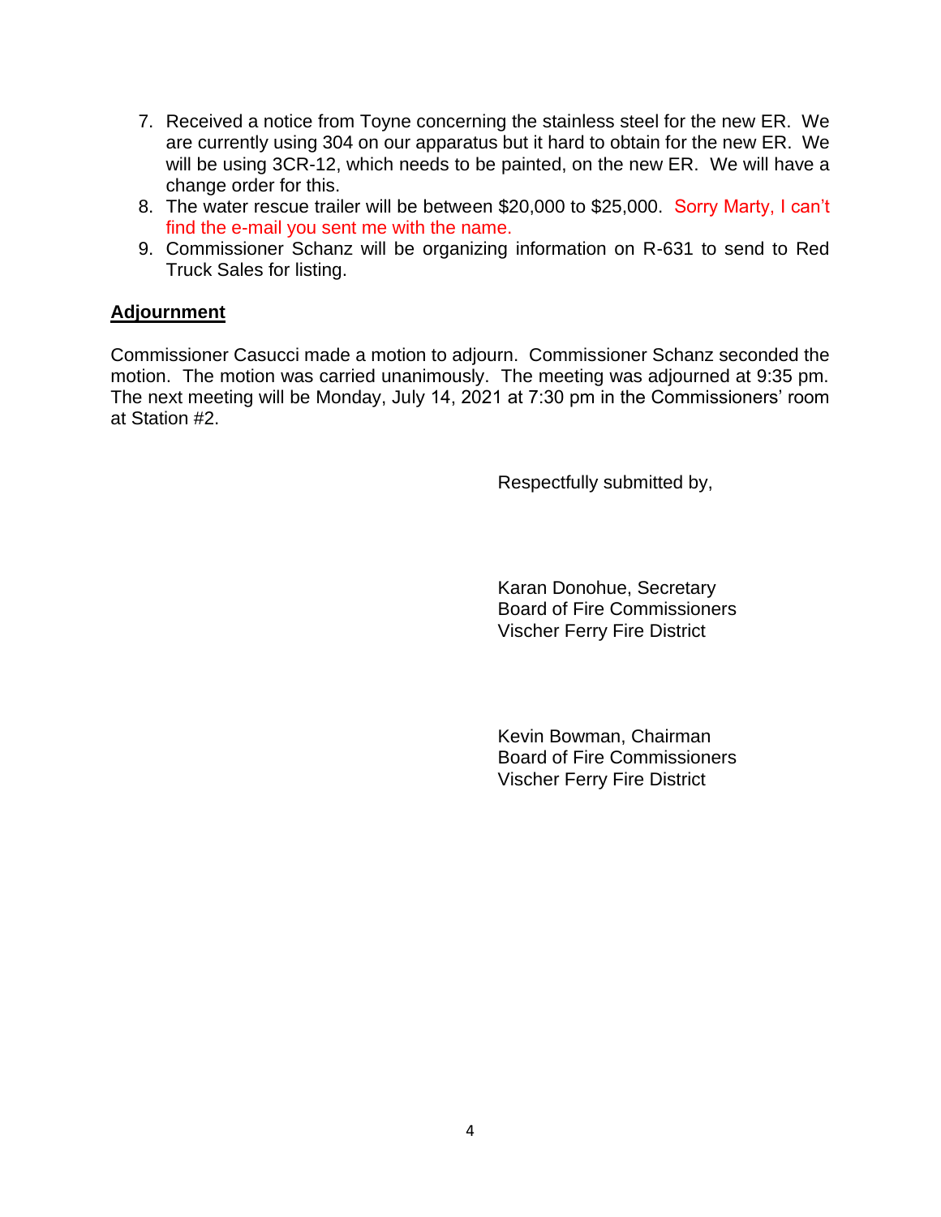7. Received a notice from Toyne concerning the stainless steel for the new ER. We are currently using 304 on our apparatus but it hard to obtain for the new ER. We will be using 3CR-12, which needs to be painted, on the new ER. We will have a change order for this.
8. The water rescue trailer will be between $20,000 to $25,000. Sorry Marty, I can't find the e-mail you sent me with the name.
9. Commissioner Schanz will be organizing information on R-631 to send to Red Truck Sales for listing.

## Adjournment

Commissioner Casucci made a motion to adjourn. Commissioner Schanz seconded the motion. The motion was carried unanimously. The meeting was adjourned at 9:35 pm. The next meeting will be Monday, July 14, 2021 at 7:30 pm in the Commissioners' room at Station #2.

Respectfully submitted by,

Karan Donohue, Secretary
Board of Fire Commissioners
Vischer Ferry Fire District

Kevin Bowman, Chairman
Board of Fire Commissioners
Vischer Ferry Fire District